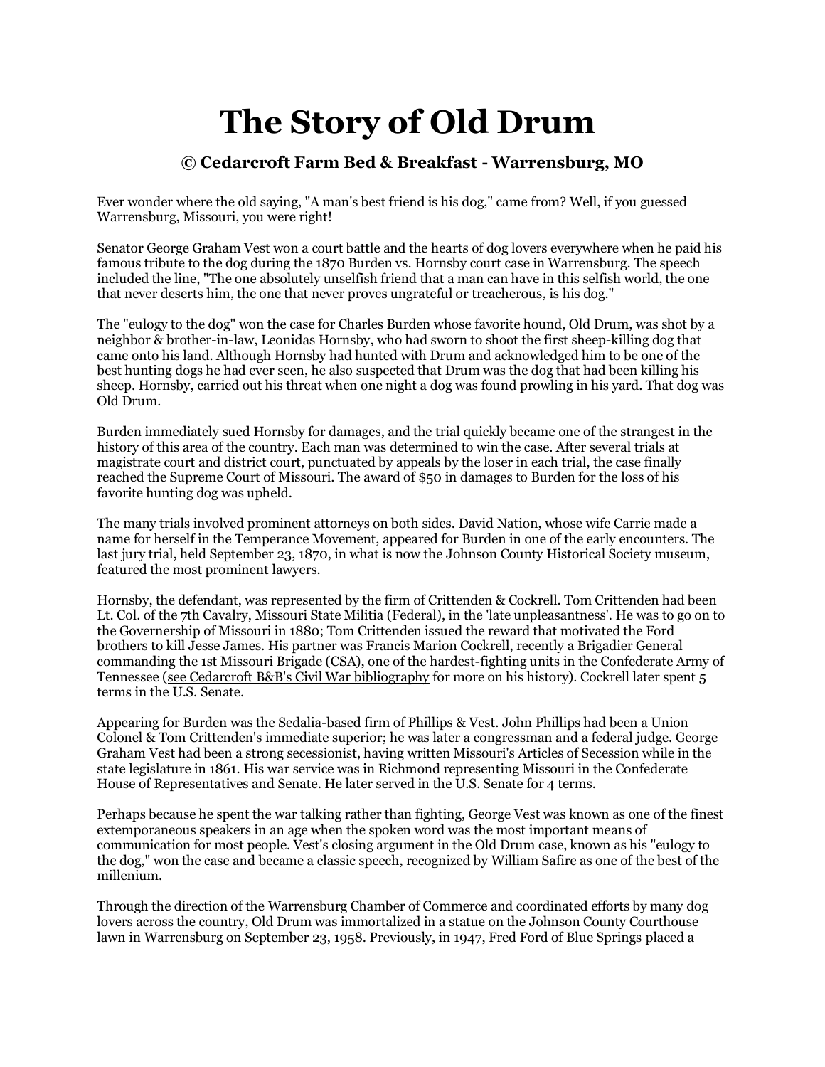# The Story of Old Drum

## © Cedarcroft Farm Bed & Breakfast - Warrensburg, MO

Ever wonder where the old saying, "A man's best friend is his dog," came from? Well, if you guessed Warrensburg, Missouri, you were right!

Senator George Graham Vest won a court battle and the hearts of dog lovers everywhere when he paid his famous tribute to the dog during the 1870 Burden vs. Hornsby court case in Warrensburg. The speech included the line, "The one absolutely unselfish friend that a man can have in this selfish world, the one that never deserts him, the one that never proves ungrateful or treacherous, is his dog."

The "eulogy to the dog" won the case for Charles Burden whose favorite hound, Old Drum, was shot by a neighbor & brother-in-law, Leonidas Hornsby, who had sworn to shoot the first sheep-killing dog that came onto his land. Although Hornsby had hunted with Drum and acknowledged him to be one of the best hunting dogs he had ever seen, he also suspected that Drum was the dog that had been killing his sheep. Hornsby, carried out his threat when one night a dog was found prowling in his yard. That dog was Old Drum.

Burden immediately sued Hornsby for damages, and the trial quickly became one of the strangest in the history of this area of the country. Each man was determined to win the case. After several trials at magistrate court and district court, punctuated by appeals by the loser in each trial, the case finally reached the Supreme Court of Missouri. The award of $50 in damages to Burden for the loss of his favorite hunting dog was upheld.

The many trials involved prominent attorneys on both sides. David Nation, whose wife Carrie made a name for herself in the Temperance Movement, appeared for Burden in one of the early encounters. The last jury trial, held September 23, 1870, in what is now the Johnson County Historical Society museum, featured the most prominent lawyers.

Hornsby, the defendant, was represented by the firm of Crittenden & Cockrell. Tom Crittenden had been Lt. Col. of the 7th Cavalry, Missouri State Militia (Federal), in the 'late unpleasantness'. He was to go on to the Governership of Missouri in 1880; Tom Crittenden issued the reward that motivated the Ford brothers to kill Jesse James. His partner was Francis Marion Cockrell, recently a Brigadier General commanding the 1st Missouri Brigade (CSA), one of the hardest-fighting units in the Confederate Army of Tennessee (see Cedarcroft B&B's Civil War bibliography for more on his history). Cockrell later spent 5 terms in the U.S. Senate.

Appearing for Burden was the Sedalia-based firm of Phillips & Vest. John Phillips had been a Union Colonel & Tom Crittenden's immediate superior; he was later a congressman and a federal judge. George Graham Vest had been a strong secessionist, having written Missouri's Articles of Secession while in the state legislature in 1861. His war service was in Richmond representing Missouri in the Confederate House of Representatives and Senate. He later served in the U.S. Senate for 4 terms.

Perhaps because he spent the war talking rather than fighting, George Vest was known as one of the finest extemporaneous speakers in an age when the spoken word was the most important means of communication for most people. Vest's closing argument in the Old Drum case, known as his "eulogy to the dog," won the case and became a classic speech, recognized by William Safire as one of the best of the millenium.

Through the direction of the Warrensburg Chamber of Commerce and coordinated efforts by many dog lovers across the country, Old Drum was immortalized in a statue on the Johnson County Courthouse lawn in Warrensburg on September 23, 1958. Previously, in 1947, Fred Ford of Blue Springs placed a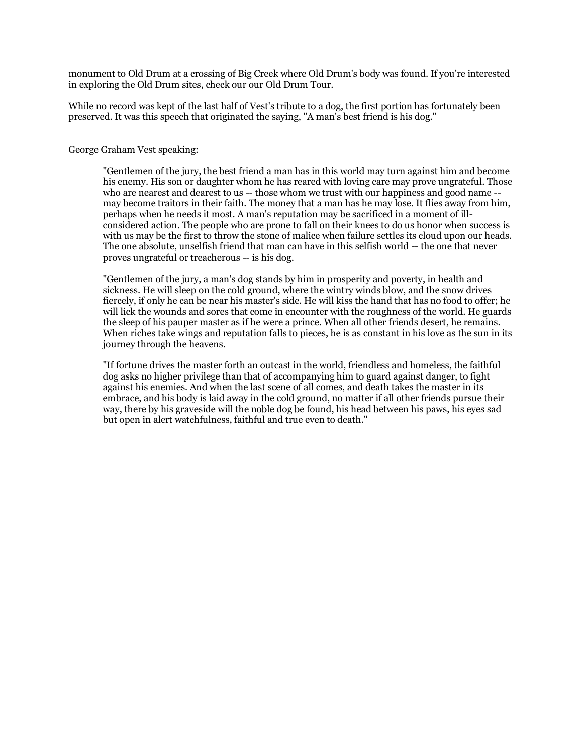monument to Old Drum at a crossing of Big Creek where Old Drum's body was found. If you're interested in exploring the Old Drum sites, check our our Old Drum Tour.

While no record was kept of the last half of Vest's tribute to a dog, the first portion has fortunately been preserved. It was this speech that originated the saying, "A man's best friend is his dog."

George Graham Vest speaking:

> "Gentlemen of the jury, the best friend a man has in this world may turn against him and become his enemy. His son or daughter whom he has reared with loving care may prove ungrateful. Those who are nearest and dearest to us -- those whom we trust with our happiness and good name -- may become traitors in their faith. The money that a man has he may lose. It flies away from him, perhaps when he needs it most. A man's reputation may be sacrificed in a moment of ill-considered action. The people who are prone to fall on their knees to do us honor when success is with us may be the first to throw the stone of malice when failure settles its cloud upon our heads. The one absolute, unselfish friend that man can have in this selfish world -- the one that never proves ungrateful or treacherous -- is his dog.
>
> "Gentlemen of the jury, a man's dog stands by him in prosperity and poverty, in health and sickness. He will sleep on the cold ground, where the wintry winds blow, and the snow drives fiercely, if only he can be near his master's side. He will kiss the hand that has no food to offer; he will lick the wounds and sores that come in encounter with the roughness of the world. He guards the sleep of his pauper master as if he were a prince. When all other friends desert, he remains. When riches take wings and reputation falls to pieces, he is as constant in his love as the sun in its journey through the heavens.
>
> "If fortune drives the master forth an outcast in the world, friendless and homeless, the faithful dog asks no higher privilege than that of accompanying him to guard against danger, to fight against his enemies. And when the last scene of all comes, and death takes the master in its embrace, and his body is laid away in the cold ground, no matter if all other friends pursue their way, there by his graveside will the noble dog be found, his head between his paws, his eyes sad but open in alert watchfulness, faithful and true even to death."